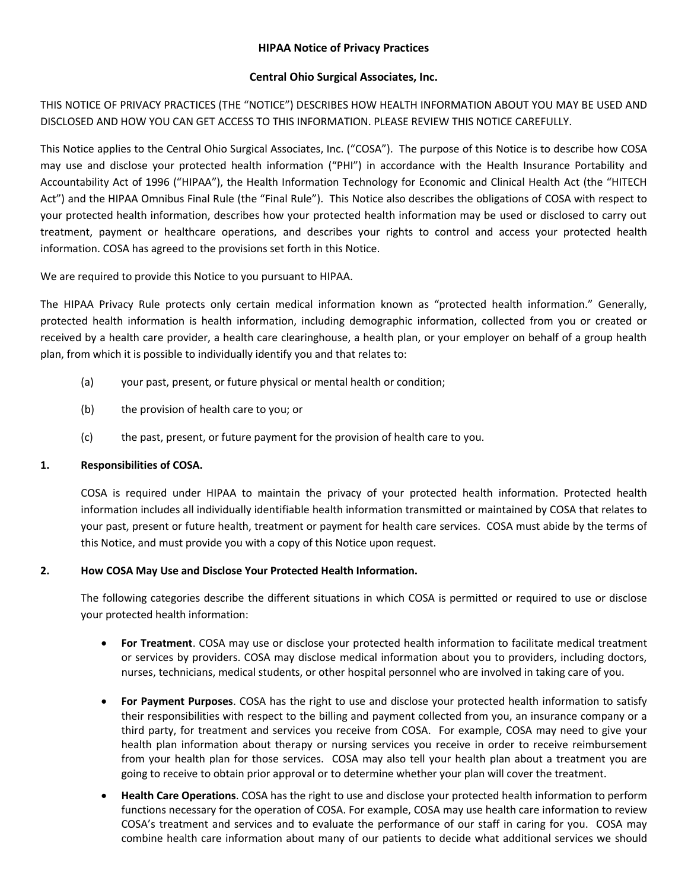**HIPAA Notice of Privacy Practices**

**Central Ohio Surgical Associates, Inc.**

THIS NOTICE OF PRIVACY PRACTICES (THE "NOTICE") DESCRIBES HOW HEALTH INFORMATION ABOUT YOU MAY BE USED AND DISCLOSED AND HOW YOU CAN GET ACCESS TO THIS INFORMATION. PLEASE REVIEW THIS NOTICE CAREFULLY.

This Notice applies to the Central Ohio Surgical Associates, Inc. ("COSA"). The purpose of this Notice is to describe how COSA may use and disclose your protected health information ("PHI") in accordance with the Health Insurance Portability and Accountability Act of 1996 ("HIPAA"), the Health Information Technology for Economic and Clinical Health Act (the "HITECH Act") and the HIPAA Omnibus Final Rule (the "Final Rule"). This Notice also describes the obligations of COSA with respect to your protected health information, describes how your protected health information may be used or disclosed to carry out treatment, payment or healthcare operations, and describes your rights to control and access your protected health information. COSA has agreed to the provisions set forth in this Notice.

We are required to provide this Notice to you pursuant to HIPAA.

The HIPAA Privacy Rule protects only certain medical information known as "protected health information." Generally, protected health information is health information, including demographic information, collected from you or created or received by a health care provider, a health care clearinghouse, a health plan, or your employer on behalf of a group health plan, from which it is possible to individually identify you and that relates to:

(a) your past, present, or future physical or mental health or condition;

(b) the provision of health care to you; or

(c) the past, present, or future payment for the provision of health care to you.

**1. Responsibilities of COSA.**

COSA is required under HIPAA to maintain the privacy of your protected health information. Protected health information includes all individually identifiable health information transmitted or maintained by COSA that relates to your past, present or future health, treatment or payment for health care services. COSA must abide by the terms of this Notice, and must provide you with a copy of this Notice upon request.

**2. How COSA May Use and Disclose Your Protected Health Information.**

The following categories describe the different situations in which COSA is permitted or required to use or disclose your protected health information:

- **For Treatment**. COSA may use or disclose your protected health information to facilitate medical treatment or services by providers. COSA may disclose medical information about you to providers, including doctors, nurses, technicians, medical students, or other hospital personnel who are involved in taking care of you.

- **For Payment Purposes**. COSA has the right to use and disclose your protected health information to satisfy their responsibilities with respect to the billing and payment collected from you, an insurance company or a third party, for treatment and services you receive from COSA. For example, COSA may need to give your health plan information about therapy or nursing services you receive in order to receive reimbursement from your health plan for those services. COSA may also tell your health plan about a treatment you are going to receive to obtain prior approval or to determine whether your plan will cover the treatment.

- **Health Care Operations**. COSA has the right to use and disclose your protected health information to perform functions necessary for the operation of COSA. For example, COSA may use health care information to review COSA's treatment and services and to evaluate the performance of our staff in caring for you. COSA may combine health care information about many of our patients to decide what additional services we should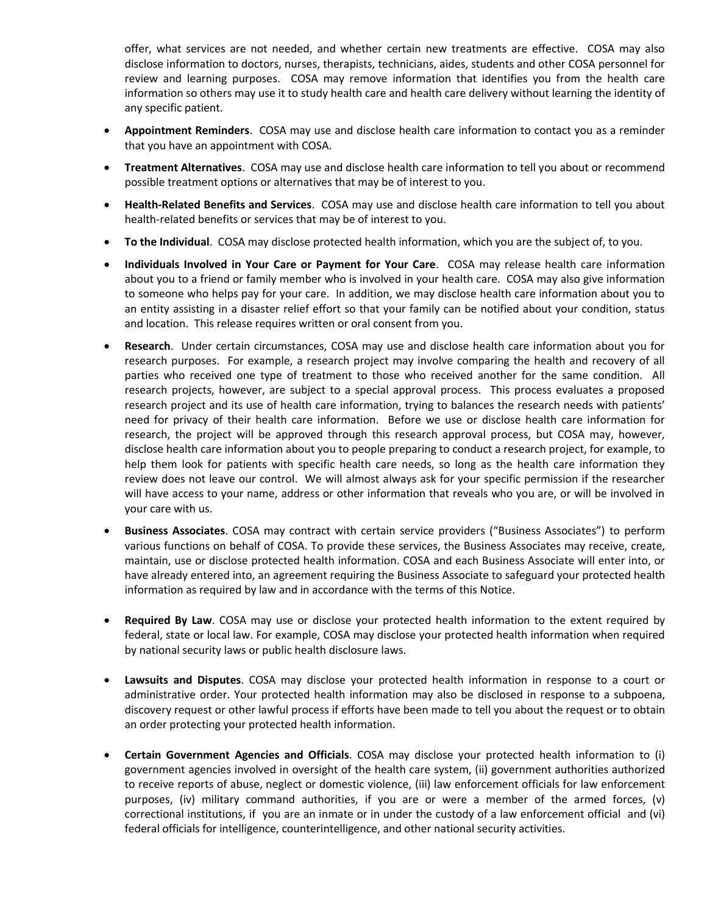offer, what services are not needed, and whether certain new treatments are effective. COSA may also disclose information to doctors, nurses, therapists, technicians, aides, students and other COSA personnel for review and learning purposes. COSA may remove information that identifies you from the health care information so others may use it to study health care and health care delivery without learning the identity of any specific patient.

- **Appointment Reminders**. COSA may use and disclose health care information to contact you as a reminder that you have an appointment with COSA.
- **Treatment Alternatives**. COSA may use and disclose health care information to tell you about or recommend possible treatment options or alternatives that may be of interest to you.
- **Health-Related Benefits and Services**. COSA may use and disclose health care information to tell you about health-related benefits or services that may be of interest to you.
- **To the Individual**. COSA may disclose protected health information, which you are the subject of, to you.
- **Individuals Involved in Your Care or Payment for Your Care**. COSA may release health care information about you to a friend or family member who is involved in your health care. COSA may also give information to someone who helps pay for your care. In addition, we may disclose health care information about you to an entity assisting in a disaster relief effort so that your family can be notified about your condition, status and location. This release requires written or oral consent from you.
- **Research**. Under certain circumstances, COSA may use and disclose health care information about you for research purposes. For example, a research project may involve comparing the health and recovery of all parties who received one type of treatment to those who received another for the same condition. All research projects, however, are subject to a special approval process. This process evaluates a proposed research project and its use of health care information, trying to balances the research needs with patients' need for privacy of their health care information. Before we use or disclose health care information for research, the project will be approved through this research approval process, but COSA may, however, disclose health care information about you to people preparing to conduct a research project, for example, to help them look for patients with specific health care needs, so long as the health care information they review does not leave our control. We will almost always ask for your specific permission if the researcher will have access to your name, address or other information that reveals who you are, or will be involved in your care with us.
- **Business Associates**. COSA may contract with certain service providers ("Business Associates") to perform various functions on behalf of COSA. To provide these services, the Business Associates may receive, create, maintain, use or disclose protected health information. COSA and each Business Associate will enter into, or have already entered into, an agreement requiring the Business Associate to safeguard your protected health information as required by law and in accordance with the terms of this Notice.
- **Required By Law**. COSA may use or disclose your protected health information to the extent required by federal, state or local law. For example, COSA may disclose your protected health information when required by national security laws or public health disclosure laws.
- **Lawsuits and Disputes**. COSA may disclose your protected health information in response to a court or administrative order. Your protected health information may also be disclosed in response to a subpoena, discovery request or other lawful process if efforts have been made to tell you about the request or to obtain an order protecting your protected health information.
- **Certain Government Agencies and Officials**. COSA may disclose your protected health information to (i) government agencies involved in oversight of the health care system, (ii) government authorities authorized to receive reports of abuse, neglect or domestic violence, (iii) law enforcement officials for law enforcement purposes, (iv) military command authorities, if you are or were a member of the armed forces, (v) correctional institutions, if you are an inmate or in under the custody of a law enforcement official and (vi) federal officials for intelligence, counterintelligence, and other national security activities.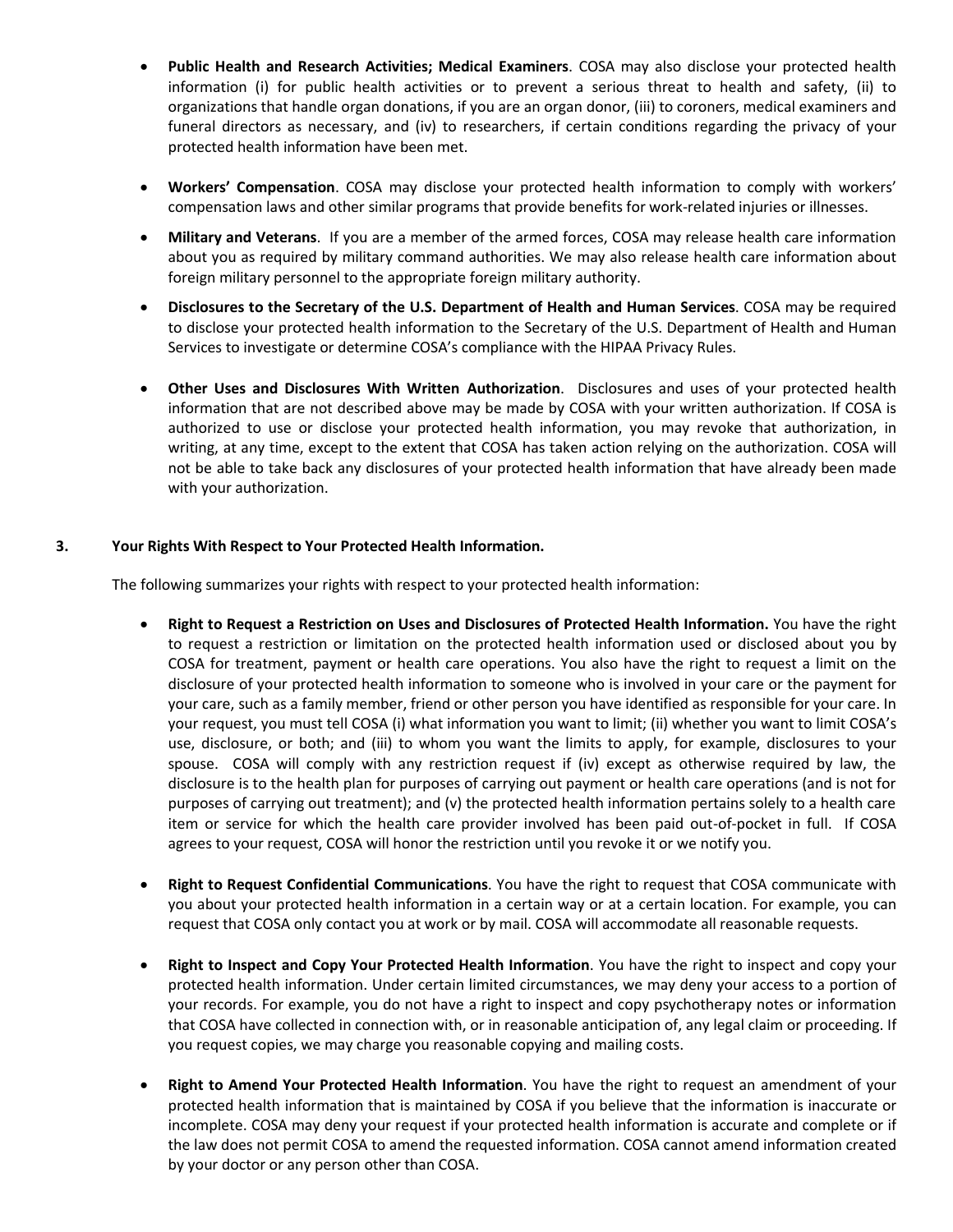- **Public Health and Research Activities; Medical Examiners**. COSA may also disclose your protected health information (i) for public health activities or to prevent a serious threat to health and safety, (ii) to organizations that handle organ donations, if you are an organ donor, (iii) to coroners, medical examiners and funeral directors as necessary, and (iv) to researchers, if certain conditions regarding the privacy of your protected health information have been met.

- **Workers' Compensation**. COSA may disclose your protected health information to comply with workers' compensation laws and other similar programs that provide benefits for work-related injuries or illnesses.

- **Military and Veterans**. If you are a member of the armed forces, COSA may release health care information about you as required by military command authorities. We may also release health care information about foreign military personnel to the appropriate foreign military authority.

- **Disclosures to the Secretary of the U.S. Department of Health and Human Services**. COSA may be required to disclose your protected health information to the Secretary of the U.S. Department of Health and Human Services to investigate or determine COSA's compliance with the HIPAA Privacy Rules.

- **Other Uses and Disclosures With Written Authorization**. Disclosures and uses of your protected health information that are not described above may be made by COSA with your written authorization. If COSA is authorized to use or disclose your protected health information, you may revoke that authorization, in writing, at any time, except to the extent that COSA has taken action relying on the authorization. COSA will not be able to take back any disclosures of your protected health information that have already been made with your authorization.

**3. Your Rights With Respect to Your Protected Health Information.**

The following summarizes your rights with respect to your protected health information:

- **Right to Request a Restriction on Uses and Disclosures of Protected Health Information.** You have the right to request a restriction or limitation on the protected health information used or disclosed about you by COSA for treatment, payment or health care operations. You also have the right to request a limit on the disclosure of your protected health information to someone who is involved in your care or the payment for your care, such as a family member, friend or other person you have identified as responsible for your care. In your request, you must tell COSA (i) what information you want to limit; (ii) whether you want to limit COSA's use, disclosure, or both; and (iii) to whom you want the limits to apply, for example, disclosures to your spouse. COSA will comply with any restriction request if (iv) except as otherwise required by law, the disclosure is to the health plan for purposes of carrying out payment or health care operations (and is not for purposes of carrying out treatment); and (v) the protected health information pertains solely to a health care item or service for which the health care provider involved has been paid out-of-pocket in full. If COSA agrees to your request, COSA will honor the restriction until you revoke it or we notify you.

- **Right to Request Confidential Communications**. You have the right to request that COSA communicate with you about your protected health information in a certain way or at a certain location. For example, you can request that COSA only contact you at work or by mail. COSA will accommodate all reasonable requests.

- **Right to Inspect and Copy Your Protected Health Information**. You have the right to inspect and copy your protected health information. Under certain limited circumstances, we may deny your access to a portion of your records. For example, you do not have a right to inspect and copy psychotherapy notes or information that COSA have collected in connection with, or in reasonable anticipation of, any legal claim or proceeding. If you request copies, we may charge you reasonable copying and mailing costs.

- **Right to Amend Your Protected Health Information**. You have the right to request an amendment of your protected health information that is maintained by COSA if you believe that the information is inaccurate or incomplete. COSA may deny your request if your protected health information is accurate and complete or if the law does not permit COSA to amend the requested information. COSA cannot amend information created by your doctor or any person other than COSA.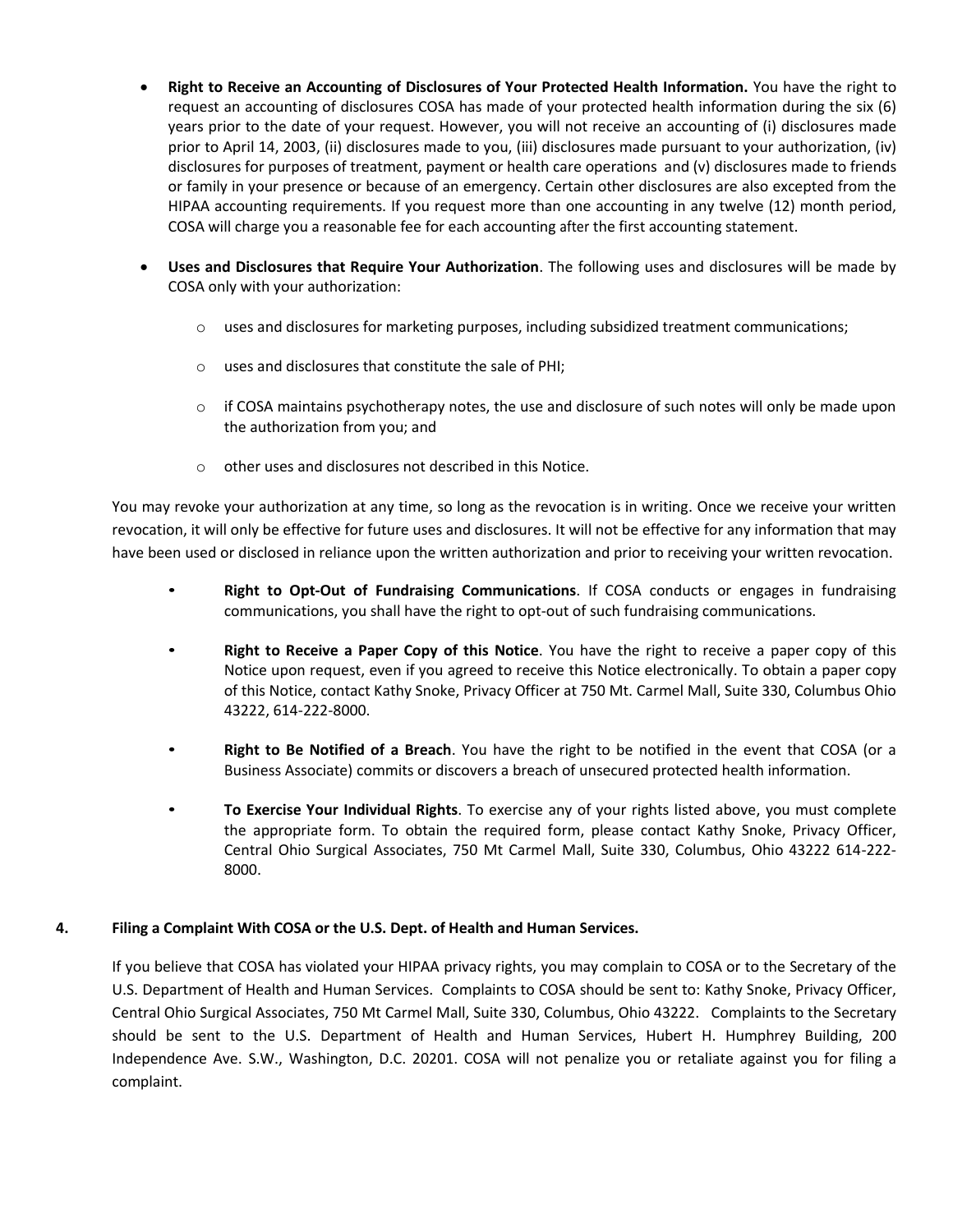- **Right to Receive an Accounting of Disclosures of Your Protected Health Information.** You have the right to request an accounting of disclosures COSA has made of your protected health information during the six (6) years prior to the date of your request. However, you will not receive an accounting of (i) disclosures made prior to April 14, 2003, (ii) disclosures made to you, (iii) disclosures made pursuant to your authorization, (iv) disclosures for purposes of treatment, payment or health care operations and (v) disclosures made to friends or family in your presence or because of an emergency. Certain other disclosures are also excepted from the HIPAA accounting requirements. If you request more than one accounting in any twelve (12) month period, COSA will charge you a reasonable fee for each accounting after the first accounting statement.

- **Uses and Disclosures that Require Your Authorization**. The following uses and disclosures will be made by COSA only with your authorization:

  - uses and disclosures for marketing purposes, including subsidized treatment communications;

  - uses and disclosures that constitute the sale of PHI;

  - if COSA maintains psychotherapy notes, the use and disclosure of such notes will only be made upon the authorization from you; and

  - other uses and disclosures not described in this Notice.

You may revoke your authorization at any time, so long as the revocation is in writing. Once we receive your written revocation, it will only be effective for future uses and disclosures. It will not be effective for any information that may have been used or disclosed in reliance upon the written authorization and prior to receiving your written revocation.

- **Right to Opt-Out of Fundraising Communications**. If COSA conducts or engages in fundraising communications, you shall have the right to opt-out of such fundraising communications.

- **Right to Receive a Paper Copy of this Notice**. You have the right to receive a paper copy of this Notice upon request, even if you agreed to receive this Notice electronically. To obtain a paper copy of this Notice, contact Kathy Snoke, Privacy Officer at 750 Mt. Carmel Mall, Suite 330, Columbus Ohio 43222, 614-222-8000.

- **Right to Be Notified of a Breach**. You have the right to be notified in the event that COSA (or a Business Associate) commits or discovers a breach of unsecured protected health information.

- **To Exercise Your Individual Rights**. To exercise any of your rights listed above, you must complete the appropriate form. To obtain the required form, please contact Kathy Snoke, Privacy Officer, Central Ohio Surgical Associates, 750 Mt Carmel Mall, Suite 330, Columbus, Ohio 43222 614-222-8000.

## 4. Filing a Complaint With COSA or the U.S. Dept. of Health and Human Services.

If you believe that COSA has violated your HIPAA privacy rights, you may complain to COSA or to the Secretary of the U.S. Department of Health and Human Services. Complaints to COSA should be sent to: Kathy Snoke, Privacy Officer, Central Ohio Surgical Associates, 750 Mt Carmel Mall, Suite 330, Columbus, Ohio 43222. Complaints to the Secretary should be sent to the U.S. Department of Health and Human Services, Hubert H. Humphrey Building, 200 Independence Ave. S.W., Washington, D.C. 20201. COSA will not penalize you or retaliate against you for filing a complaint.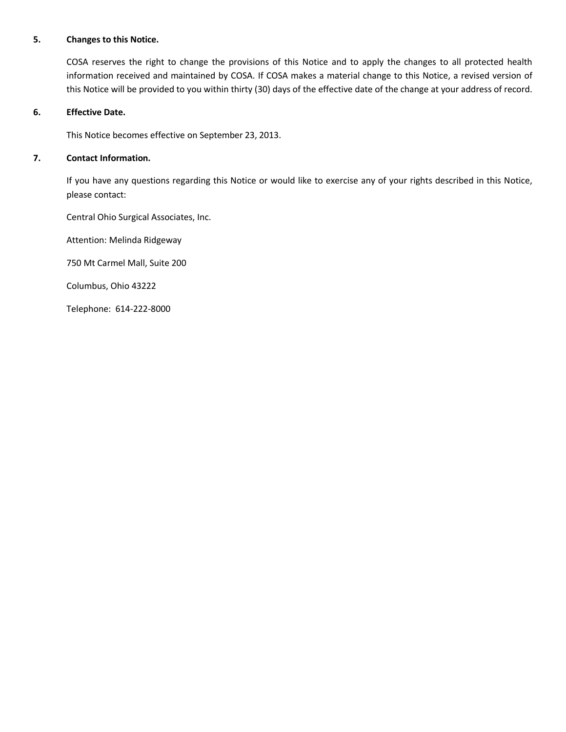**5. Changes to this Notice.**

COSA reserves the right to change the provisions of this Notice and to apply the changes to all protected health information received and maintained by COSA. If COSA makes a material change to this Notice, a revised version of this Notice will be provided to you within thirty (30) days of the effective date of the change at your address of record.

**6. Effective Date.**

This Notice becomes effective on September 23, 2013.

**7. Contact Information.**

If you have any questions regarding this Notice or would like to exercise any of your rights described in this Notice, please contact:

Central Ohio Surgical Associates, Inc.

Attention: Melinda Ridgeway

750 Mt Carmel Mall, Suite 200

Columbus, Ohio 43222

Telephone: 614-222-8000